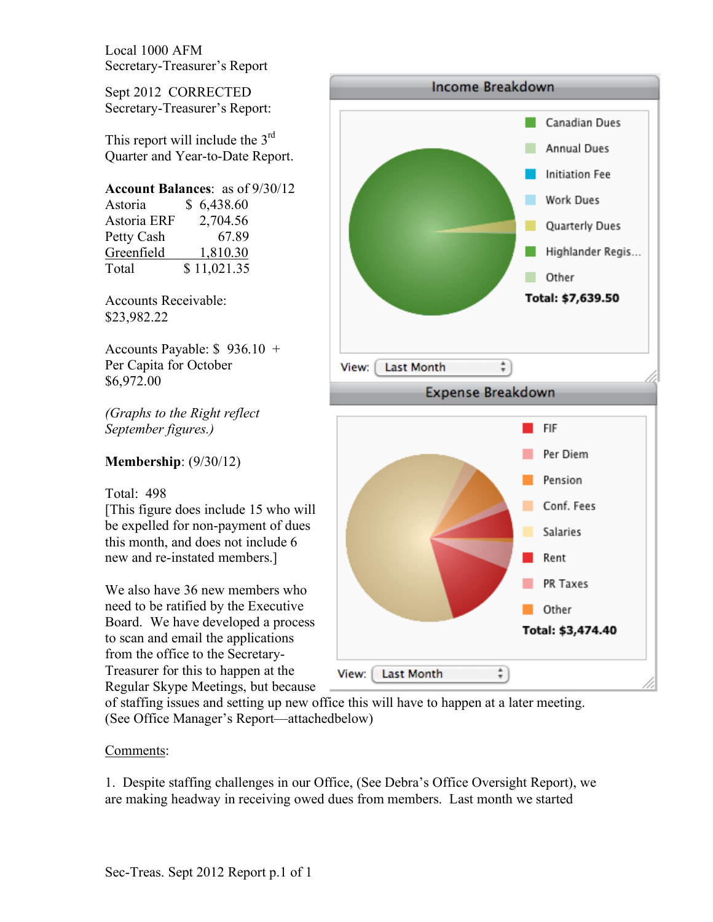Local 1000 AFM
Secretary-Treasurer's Report

Sept 2012 CORRECTED
Secretary-Treasurer's Report:

This report will include the 3rd Quarter and Year-to-Date Report.

**Account Balances**: as of 9/30/12

| | |
|---|---|
| Astoria | $ 6,438.60 |
| Astoria ERF | 2,704.56 |
| Petty Cash | 67.89 |
| Greenfield | 1,810.30 |
| Total | $ 11,021.35 |

Accounts Receivable:
$23,982.22

Accounts Payable: $ 936.10 +
Per Capita for October
$6,972.00

*(Graphs to the Right reflect September figures.)*

**Income Breakdown**

- Canadian Dues
- Annual Dues
- Initiation Fee
- Work Dues
- Quarterly Dues
- Highlander Regis...
- Other

**Total: $7,639.50**

View: Last Month

**Expense Breakdown**

- FIF
- Per Diem
- Pension
- Conf. Fees
- Salaries
- Rent
- PR Taxes
- Other

**Total: $3,474.40**

View: Last Month

**Membership**: (9/30/12)

Total: 498
[This figure does include 15 who will be expelled for non-payment of dues this month, and does not include 6 new and re-instated members.]

We also have 36 new members who need to be ratified by the Executive Board. We have developed a process to scan and email the applications from the office to the Secretary-Treasurer for this to happen at the Regular Skype Meetings, but because of staffing issues and setting up new office this will have to happen at a later meeting. (See Office Manager's Report—attachedbelow)

Comments:

1. Despite staffing challenges in our Office, (See Debra's Office Oversight Report), we are making headway in receiving owed dues from members. Last month we started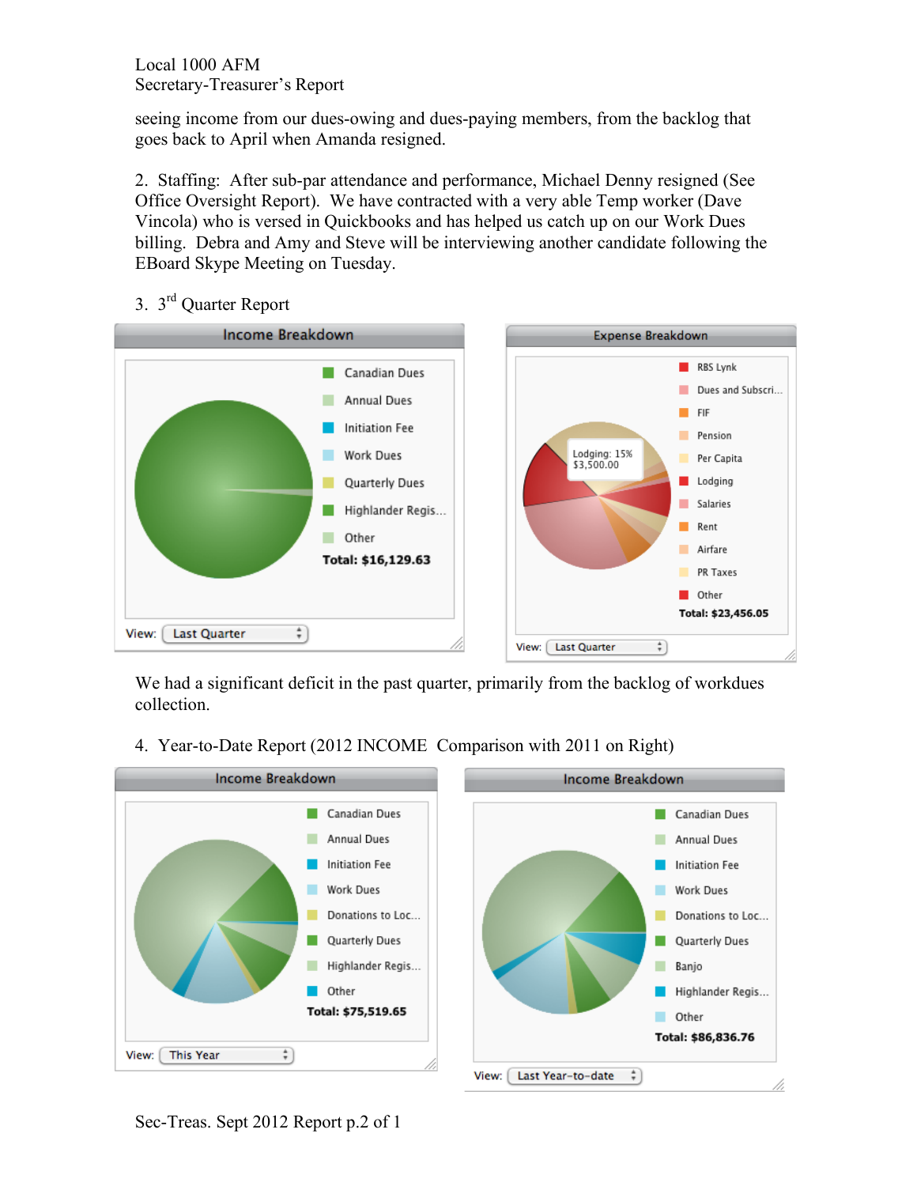Local 1000 AFM
Secretary-Treasurer's Report

seeing income from our dues-owing and dues-paying members, from the backlog that goes back to April when Amanda resigned.

2. Staffing: After sub-par attendance and performance, Michael Denny resigned (See Office Oversight Report). We have contracted with a very able Temp worker (Dave Vincola) who is versed in Quickbooks and has helped us catch up on our Work Dues billing. Debra and Amy and Steve will be interviewing another candidate following the EBoard Skype Meeting on Tuesday.

3. 3rd Quarter Report

**Income Breakdown**

- Canadian Dues
- Annual Dues
- Initiation Fee
- Work Dues
- Quarterly Dues
- Highlander Regis...
- Other

**Total: $16,129.63**

View: Last Quarter

**Expense Breakdown**

Lodging: 15%
$3,500.00

- RBS Lynk
- Dues and Subscri...
- FIF
- Pension
- Per Capita
- Lodging
- Salaries
- Rent
- Airfare
- PR Taxes
- Other

**Total: $23,456.05**

View: Last Quarter

We had a significant deficit in the past quarter, primarily from the backlog of workdues collection.

4. Year-to-Date Report (2012 INCOME Comparison with 2011 on Right)

**Income Breakdown**

- Canadian Dues
- Annual Dues
- Initiation Fee
- Work Dues
- Donations to Loc...
- Quarterly Dues
- Highlander Regis...
- Other

**Total: $75,519.65**

View: This Year

**Income Breakdown**

- Canadian Dues
- Annual Dues
- Initiation Fee
- Work Dues
- Donations to Loc...
- Quarterly Dues
- Banjo
- Highlander Regis...
- Other

**Total: $86,836.76**

View: Last Year-to-date

Sec-Treas. Sept 2012 Report p.2 of 1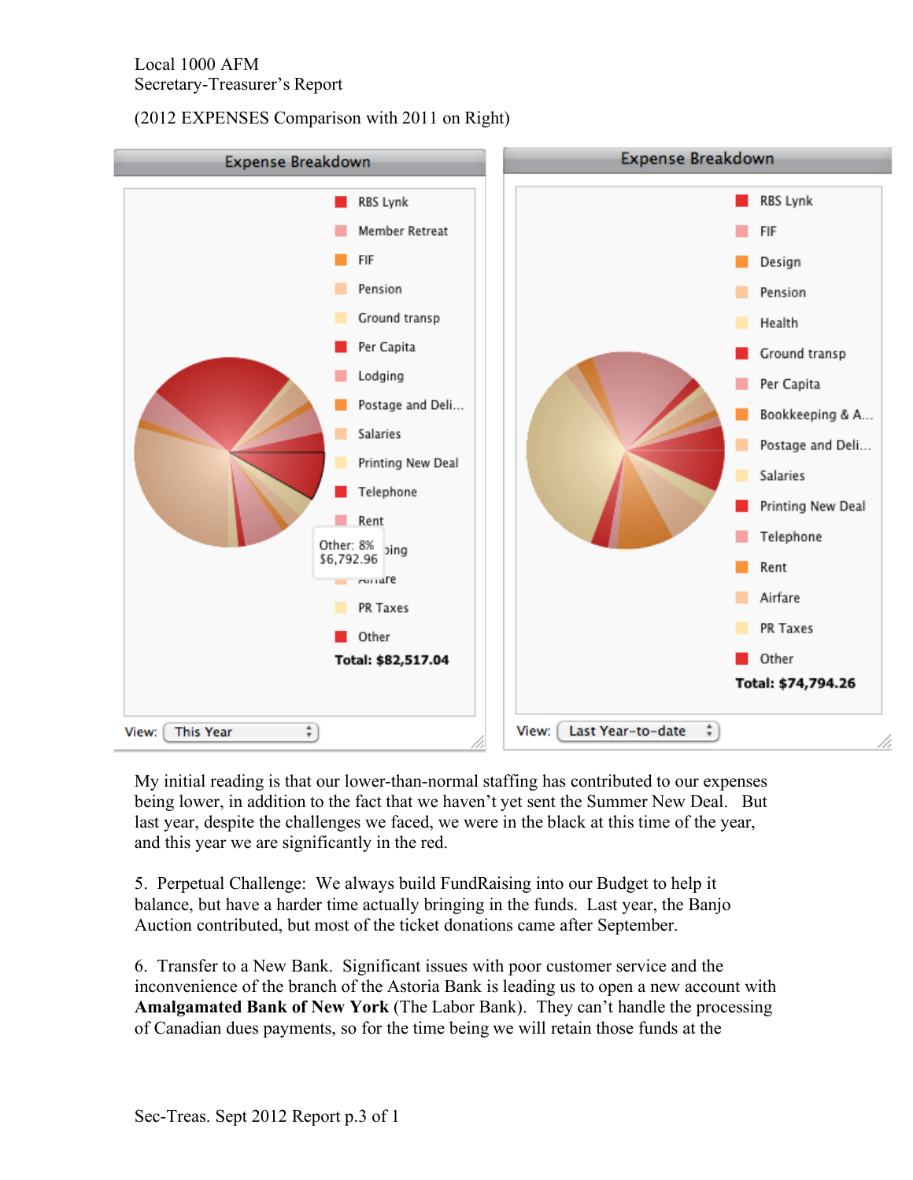Local 1000 AFM
Secretary-Treasurer's Report

(2012 EXPENSES Comparison with 2011 on Right)

**Expense Breakdown** (View: This Year)

- RBS Lynk
- Member Retreat
- FIF
- Pension
- Ground transp
- Per Capita
- Lodging
- Postage and Deli...
- Salaries
- Printing New Deal
- Telephone
- Rent
- ...ping
- Airfare
- PR Taxes
- Other

Other: 8% $6,792.96

**Total: $82,517.04**

**Expense Breakdown** (View: Last Year-to-date)

- RBS Lynk
- FIF
- Design
- Pension
- Health
- Ground transp
- Per Capita
- Bookkeeping & A...
- Postage and Deli...
- Salaries
- Printing New Deal
- Telephone
- Rent
- Airfare
- PR Taxes
- Other

**Total: $74,794.26**

My initial reading is that our lower-than-normal staffing has contributed to our expenses being lower, in addition to the fact that we haven't yet sent the Summer New Deal. But last year, despite the challenges we faced, we were in the black at this time of the year, and this year we are significantly in the red.

5. Perpetual Challenge: We always build FundRaising into our Budget to help it balance, but have a harder time actually bringing in the funds. Last year, the Banjo Auction contributed, but most of the ticket donations came after September.

6. Transfer to a New Bank. Significant issues with poor customer service and the inconvenience of the branch of the Astoria Bank is leading us to open a new account with **Amalgamated Bank of New York** (The Labor Bank). They can't handle the processing of Canadian dues payments, so for the time being we will retain those funds at the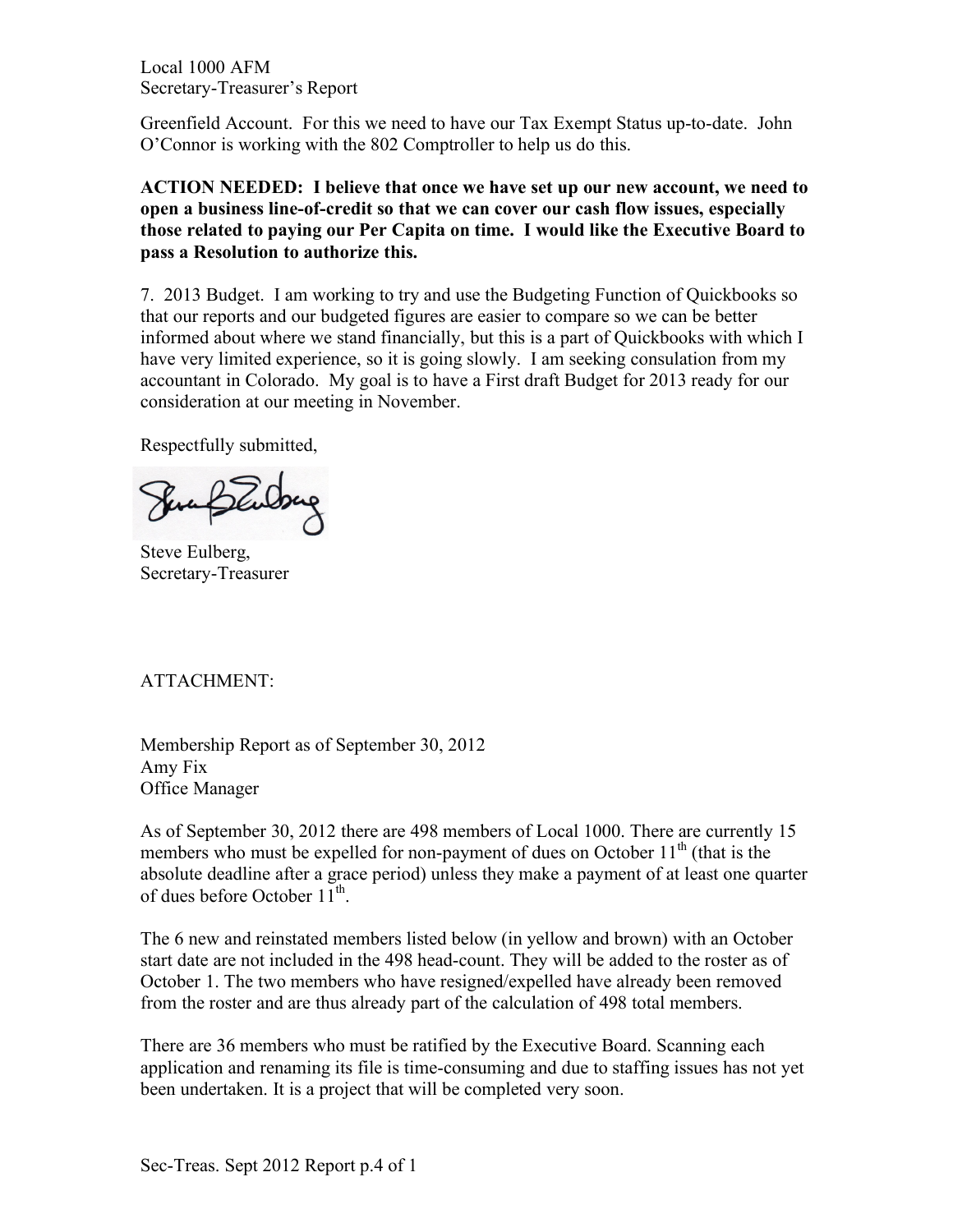Greenfield Account. For this we need to have our Tax Exempt Status up-to-date. John O'Connor is working with the 802 Comptroller to help us do this.

**ACTION NEEDED: I believe that once we have set up our new account, we need to open a business line-of-credit so that we can cover our cash flow issues, especially those related to paying our Per Capita on time. I would like the Executive Board to pass a Resolution to authorize this.**

7. 2013 Budget. I am working to try and use the Budgeting Function of Quickbooks so that our reports and our budgeted figures are easier to compare so we can be better informed about where we stand financially, but this is a part of Quickbooks with which I have very limited experience, so it is going slowly. I am seeking consulation from my accountant in Colorado. My goal is to have a First draft Budget for 2013 ready for our consideration at our meeting in November.

Respectfully submitted,

Steve Eulberg,
Secretary-Treasurer

ATTACHMENT:

Membership Report as of September 30, 2012
Amy Fix
Office Manager

As of September 30, 2012 there are 498 members of Local 1000. There are currently 15 members who must be expelled for non-payment of dues on October 11th (that is the absolute deadline after a grace period) unless they make a payment of at least one quarter of dues before October 11th.

The 6 new and reinstated members listed below (in yellow and brown) with an October start date are not included in the 498 head-count. They will be added to the roster as of October 1. The two members who have resigned/expelled have already been removed from the roster and are thus already part of the calculation of 498 total members.

There are 36 members who must be ratified by the Executive Board. Scanning each application and renaming its file is time-consuming and due to staffing issues has not yet been undertaken. It is a project that will be completed very soon.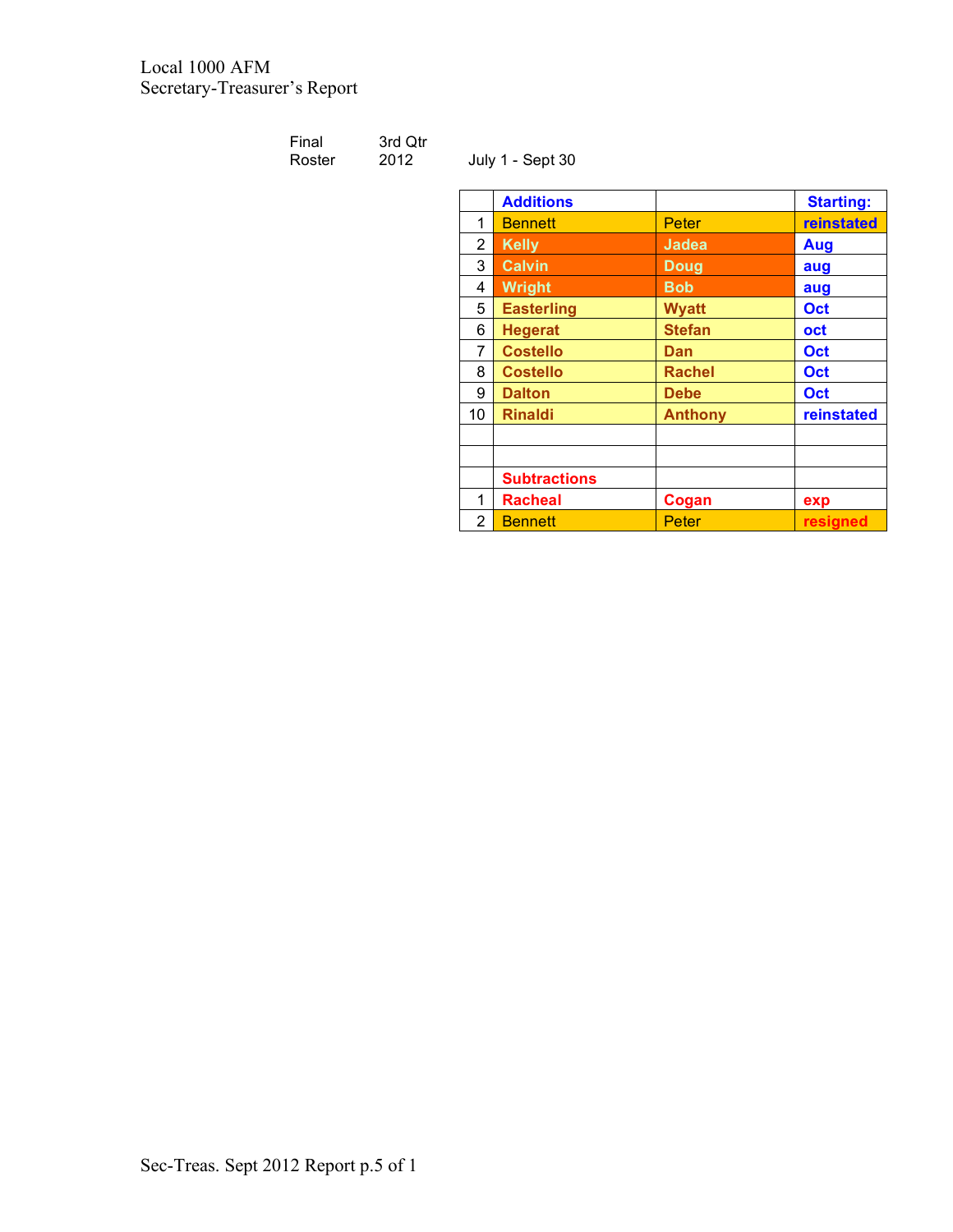Local 1000 AFM
Secretary-Treasurer's Report

Final Roster 3rd Qtr 2012 July 1 - Sept 30

| | Additions | | Starting: |
|---|---|---|---|
| 1 | Bennett | Peter | reinstated |
| 2 | Kelly | Jadea | Aug |
| 3 | Calvin | Doug | aug |
| 4 | Wright | Bob | aug |
| 5 | Easterling | Wyatt | Oct |
| 6 | Hegerat | Stefan | oct |
| 7 | Costello | Dan | Oct |
| 8 | Costello | Rachel | Oct |
| 9 | Dalton | Debe | Oct |
| 10 | Rinaldi | Anthony | reinstated |
| | | | |
| | | | |
| | Subtractions | | |
| 1 | Racheal | Cogan | exp |
| 2 | Bennett | Peter | resigned |